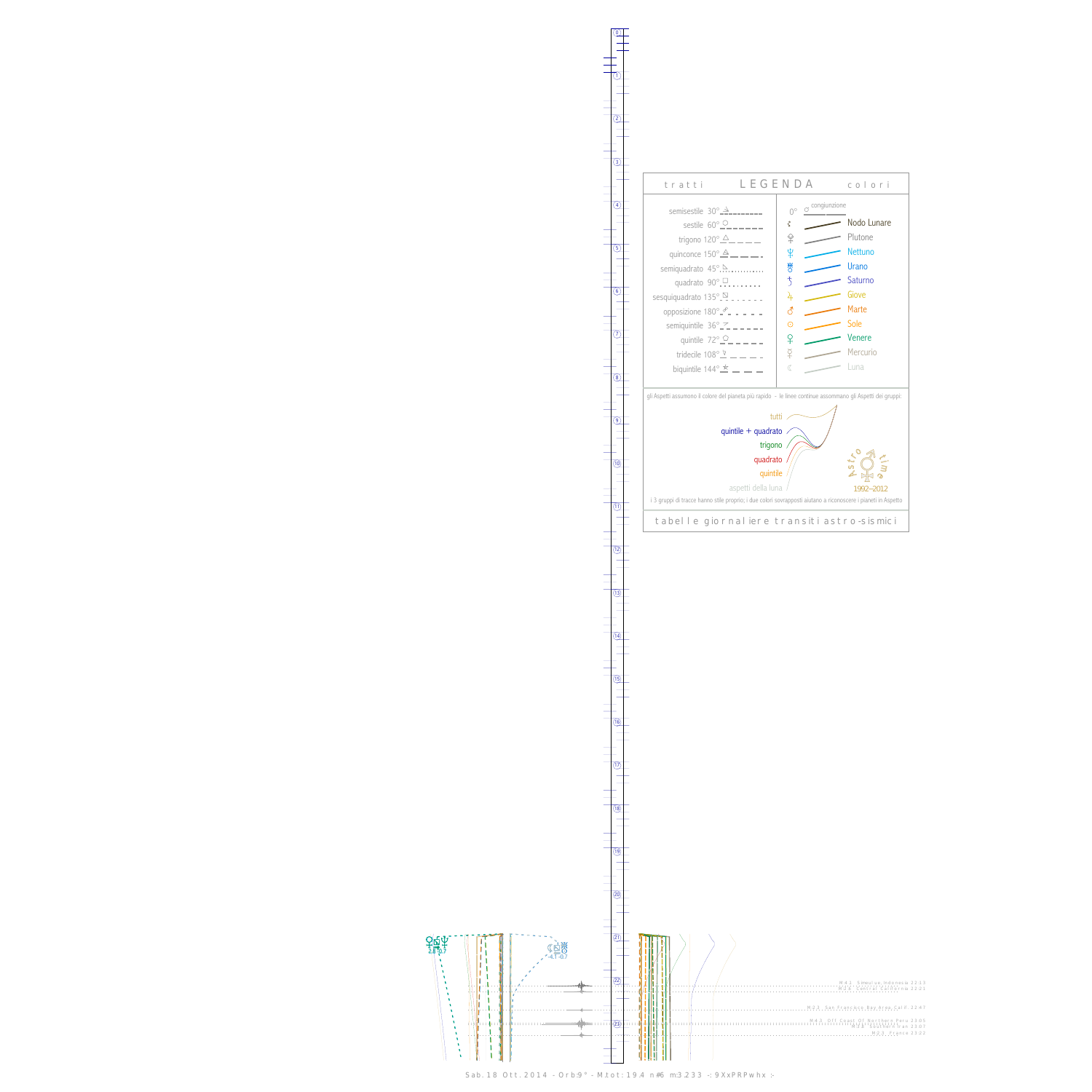## LEGENDA

**tratti**

- semisestile 30°
- sestile 60°
- trigono 120°
- quinconce 150°
- semiquadrato 45°
- quadrato 90°
- sesquiquadrato 135°
- opposizione 180°
- semiquintile 36°
- quintile 72°
- tridecile 108°
- biquintile 144°

**colori**

- 0° congiunzione
- Nodo Lunare
- Plutone
- Nettuno
- Urano
- Saturno
- Giove
- Marte
- Sole
- Venere
- Mercurio
- Luna

gli Aspetti assumono il colore del pianeta più rapido - le linee continue assommano gli Aspetti dei gruppi:

- tutti
- quintile + quadrato
- trigono
- quadrato
- quintile
- aspetti della luna

Astro time 1992–2012

i 3 gruppi di tracce hanno stile proprio; i due colori sovrapposti aiutano a riconoscere i pianeti in Aspetto

tabelle giornaliere transiti astro-sismici

M 4.1 Simeulue, Indonesia 22:13
M 2.6 Central California 22:21

M 2.5 San Francisco Bay Area, Calif. 22:47

M 4.3 Off Coast Of Northern Peru 23:05
M 2.6 Southern Iran 23:07
M 2.3 France 23:23

Sab. 18 Ott. 2014 - Orb:9° - M.tot: 19.4 n#6 m:3.233 -: 9XxPRPwhx :-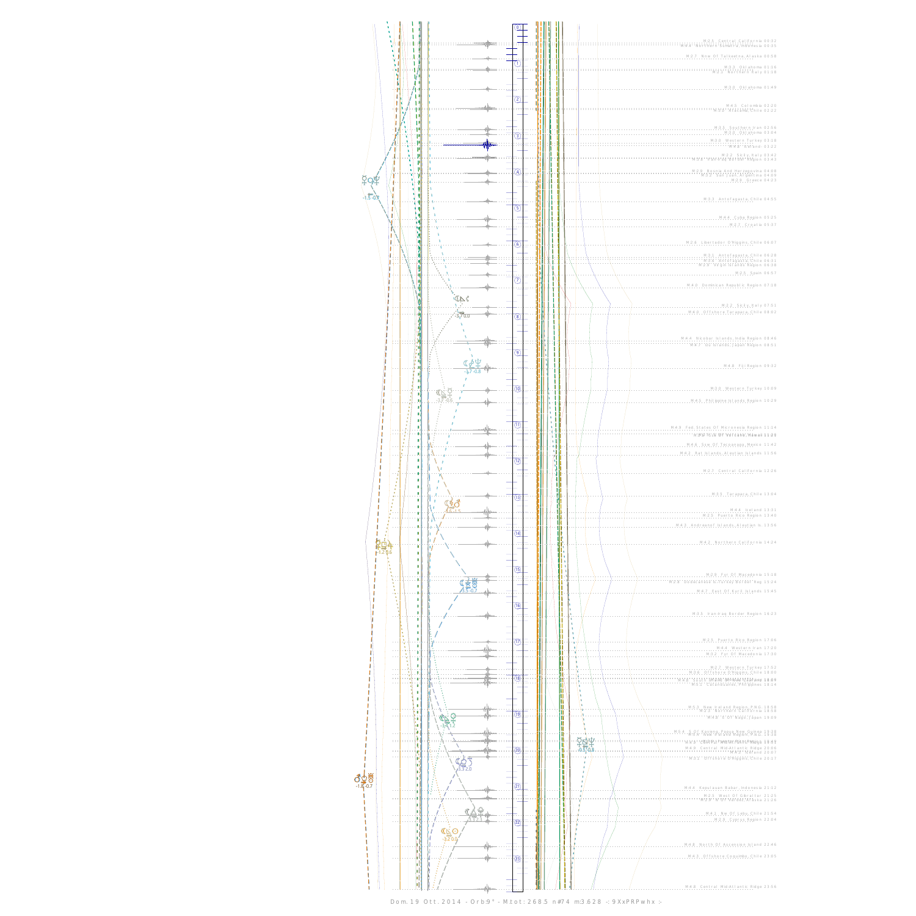M 2.5 Central California 00:32
M 4.4 Northern Sumatra Indonesia 00:35
M 2.7 Nnw Of Talkeetna Alaska 00:58
M 3.3 Oklahoma 01:16
M 2.5 Northern Italy 01:18
M 3.0 Oklahoma 01:49
M 4.5 Colombia 02:20
M 3.0 Atacama Chile 02:22
M 3.5 Southern Iran 02:56
M 3.0 Oklahoma 03:04
M 3.0 Western Turkey 03:18
M 4.5 Iceland 03:22
M 2.2 Sicily Italy 03:42
M 2.9 Bosnia And Herzegovina 04:08
M 3.3 San Juan Argentina 04:09
M 2.8 Greece 04:23
M 3.3 Antofagasta Chile 04:55
M 4.4 Cuba Region 05:25
M 2.3 Croatia 05:37
M 2.6 Libertador O'Higgins Chile 06:07
M 3.1 Antofagasta Chile 06:28
M 3.0 Antofagasta Chile 06:31
M 2.9 Virgin Islands Region 06:38
M 2.5 Spain 06:57
M 4.0 Dominican Republic Region 07:18
M 2.2 Sicily Italy 07:51
M 4.0 Offshore Tarapaca Chile 08:02
M 4.4 Nicobar Islands India Region 08:46
M 4.7 Izu Islands Japan Region 08:51
M 4.8 Fiji Region 09:32
M 3.0 Western Turkey 10:09
M 4.5 Philippine Islands Region 10:29
M 4.9 Fed. States Of Micronesia Region 11:14
M 4.6 Sea Of Okhotsk 11:42
M 4.2 Rat Islands Aleutian Islands 11:56
M 2.7 Central California 12:26
M 3.5 Tarapaca Chile 13:04
M 4.4 Iceland 13:31
M 2.5 Puerto Rico Region 13:40
M 4.5 Andreanof Islands Aleutian Is. 13:56
M 4.2 Northern California 14:24
M 2.8 Fyr Of Macedonia 15:18
M 2.8 Dodecanese Is.-Turkey Border Reg 15:24
M 4.7 East Of Kuril Islands 15:45
M 3.5 Iran-Iraq Border Region 16:23
M 2.5 Puerto Rico Region 17:06
M 4.4 Western Iran 17:20
M 3.2 Fyr Of Macedonia 17:30
M 2.7 Western Turkey 17:52
M 3.8 Offshore O'Higgins Chile 18:00
M 5.1 Catanduanes Philippines 18:14
M 5.3 New Ireland Region P.N.G. 18:58
M 3.3 Northern California 18:58
M 4.8 E. Of Izu Islands Japan 19:09
M 5.4 S. Of Kavieng Papua New Guinea 19:38
M 4.9 Central Mid-Atlantic Ridge 20:06
M 3.1 Offshore O'Higgins Chile 20:17
M 4.4 Kepulauan Babar Indonesia 21:12
M 2.5 Strait Of Gibraltar 21:25
M 4.1 Nw Of Lebu Chile 21:54
M 2.8 Cyprus Region 22:04
M 4.8 North Of Ascension Island 22:46
M 4.3 Offshore Coquimbo Chile 23:05
M 4.8 Central Mid-Atlantic Ridge 23:56

Dom.19 Ott.2014 - Orb:9° - M.tot: 268.5 n#74 m:3.628 -: 9XxPRPwhx :-